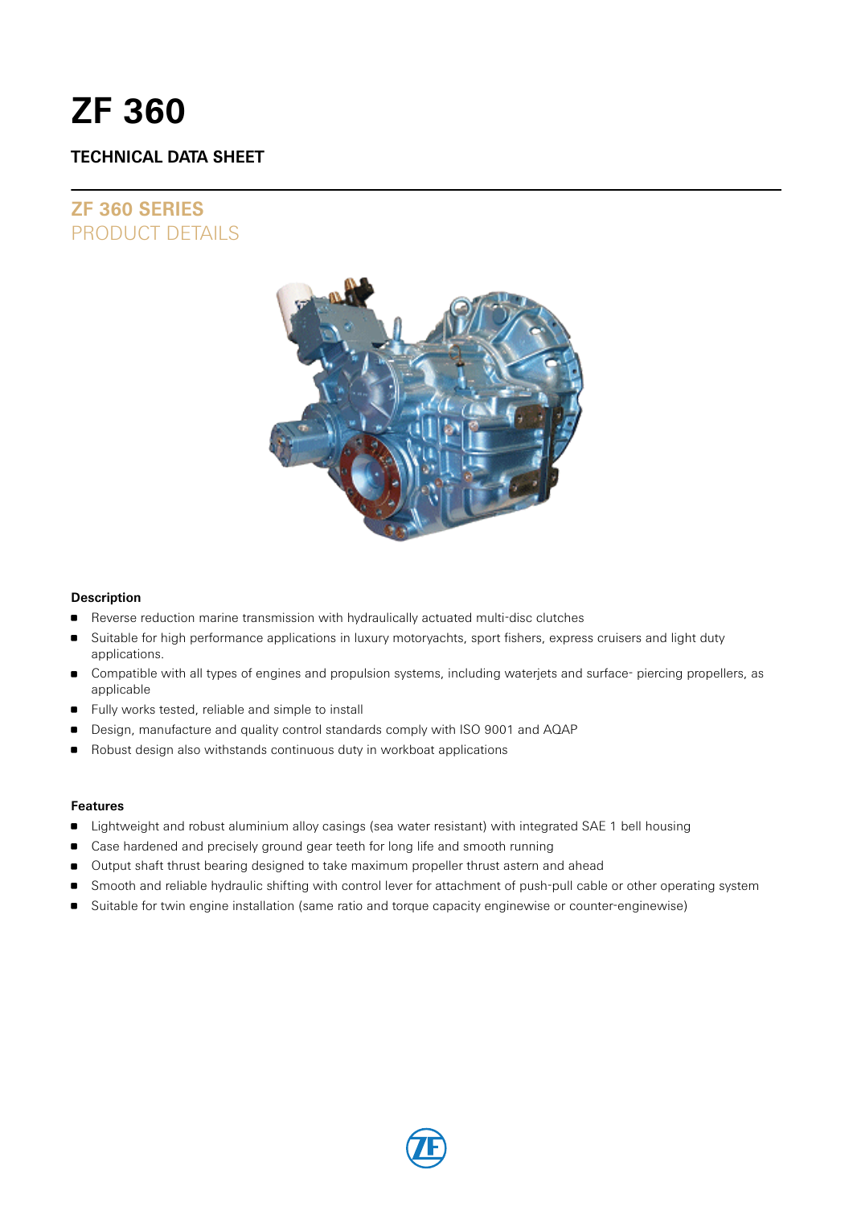# ZF 360

## TECHNICAL DATA SHEET

## ZF 360 SERIES
PRODUCT DETAILS

### Description

- Reverse reduction marine transmission with hydraulically actuated multi-disc clutches
- Suitable for high performance applications in luxury motoryachts, sport fishers, express cruisers and light duty applications.
- Compatible with all types of engines and propulsion systems, including waterjets and surface- piercing propellers, as applicable
- Fully works tested, reliable and simple to install
- Design, manufacture and quality control standards comply with ISO 9001 and AQAP
- Robust design also withstands continuous duty in workboat applications

### Features

- Lightweight and robust aluminium alloy casings (sea water resistant) with integrated SAE 1 bell housing
- Case hardened and precisely ground gear teeth for long life and smooth running
- Output shaft thrust bearing designed to take maximum propeller thrust astern and ahead
- Smooth and reliable hydraulic shifting with control lever for attachment of push-pull cable or other operating system
- Suitable for twin engine installation (same ratio and torque capacity enginewise or counter-enginewise)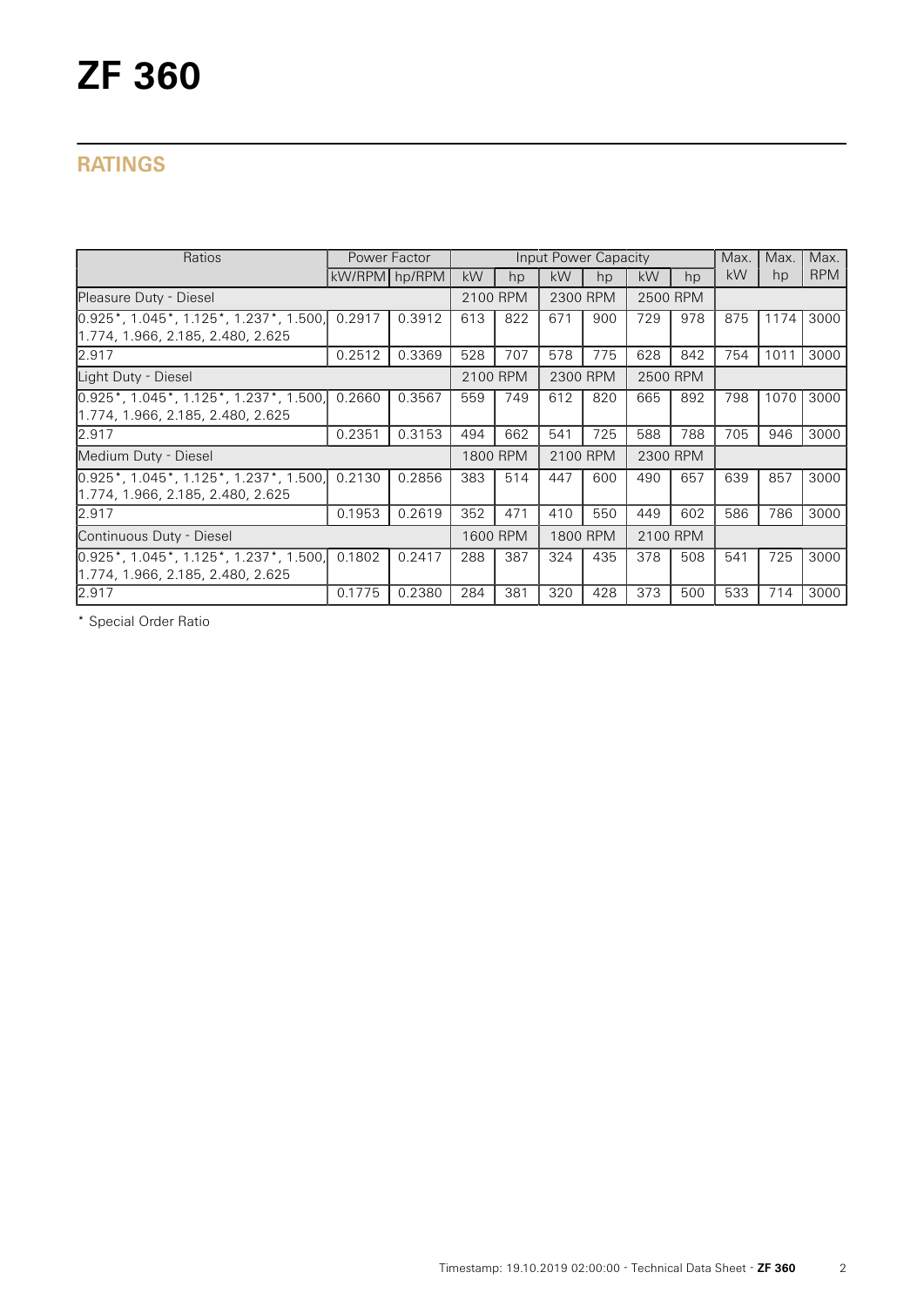# ZF 360

## RATINGS

| Ratios | Power Factor | | Input Power Capacity | | | | | | Max. | Max. | Max. |
|---|---|---|---|---|---|---|---|---|---|---|---|
| | kW/RPM | hp/RPM | kW | hp | kW | hp | kW | hp | kW | hp | RPM |
| Pleasure Duty - Diesel | | | 2100 RPM | | 2300 RPM | | 2500 RPM | | | | |
| 0.925*, 1.045*, 1.125*, 1.237*, 1.500, 1.774, 1.966, 2.185, 2.480, 2.625 | 0.2917 | 0.3912 | 613 | 822 | 671 | 900 | 729 | 978 | 875 | 1174 | 3000 |
| 2.917 | 0.2512 | 0.3369 | 528 | 707 | 578 | 775 | 628 | 842 | 754 | 1011 | 3000 |
| Light Duty - Diesel | | | 2100 RPM | | 2300 RPM | | 2500 RPM | | | | |
| 0.925*, 1.045*, 1.125*, 1.237*, 1.500, 1.774, 1.966, 2.185, 2.480, 2.625 | 0.2660 | 0.3567 | 559 | 749 | 612 | 820 | 665 | 892 | 798 | 1070 | 3000 |
| 2.917 | 0.2351 | 0.3153 | 494 | 662 | 541 | 725 | 588 | 788 | 705 | 946 | 3000 |
| Medium Duty - Diesel | | | 1800 RPM | | 2100 RPM | | 2300 RPM | | | | |
| 0.925*, 1.045*, 1.125*, 1.237*, 1.500, 1.774, 1.966, 2.185, 2.480, 2.625 | 0.2130 | 0.2856 | 383 | 514 | 447 | 600 | 490 | 657 | 639 | 857 | 3000 |
| 2.917 | 0.1953 | 0.2619 | 352 | 471 | 410 | 550 | 449 | 602 | 586 | 786 | 3000 |
| Continuous Duty - Diesel | | | 1600 RPM | | 1800 RPM | | 2100 RPM | | | | |
| 0.925*, 1.045*, 1.125*, 1.237*, 1.500, 1.774, 1.966, 2.185, 2.480, 2.625 | 0.1802 | 0.2417 | 288 | 387 | 324 | 435 | 378 | 508 | 541 | 725 | 3000 |
| 2.917 | 0.1775 | 0.2380 | 284 | 381 | 320 | 428 | 373 | 500 | 533 | 714 | 3000 |

* Special Order Ratio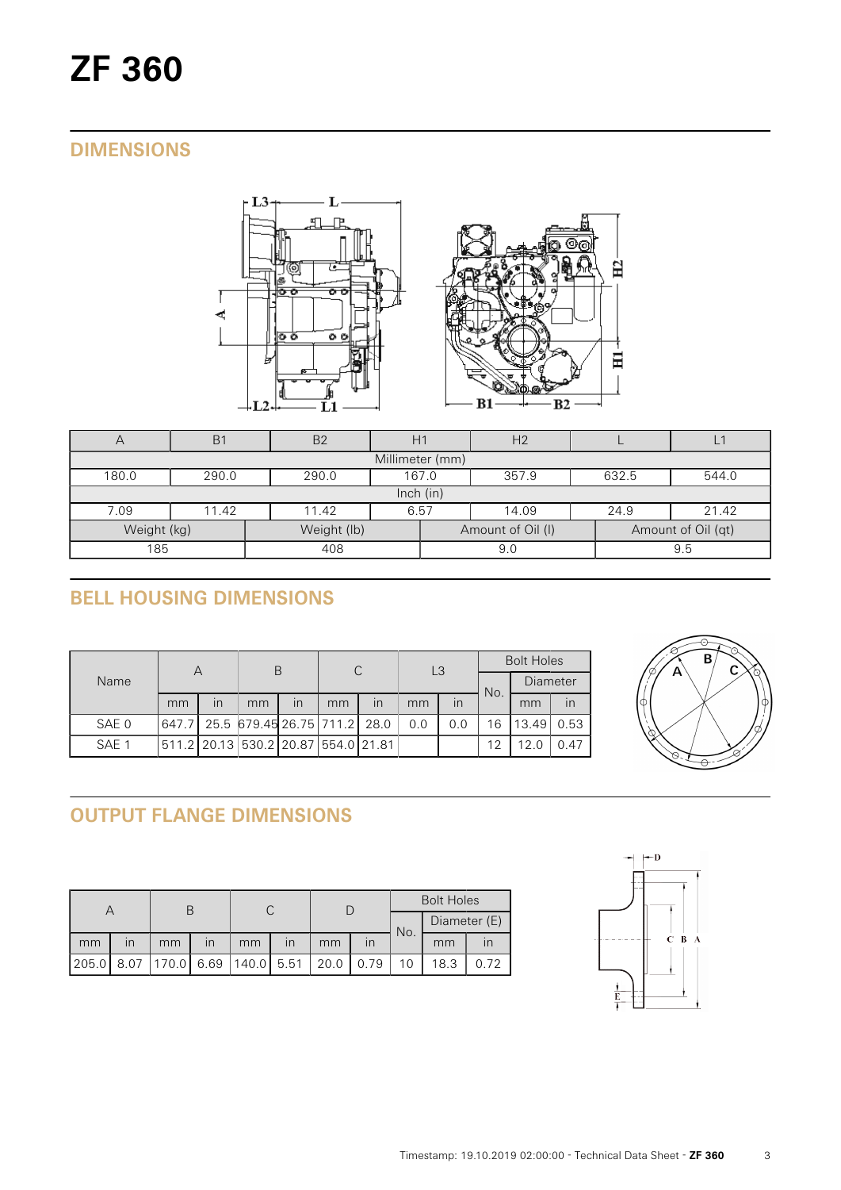# ZF 360

## DIMENSIONS

| A | B1 | B2 | H1 | H2 | L | L1 |
|---|---|---|---|---|---|---|
| Millimeter (mm) | | | | | | |
| 180.0 | 290.0 | 290.0 | 167.0 | 357.9 | 632.5 | 544.0 |
| Inch (in) | | | | | | |
| 7.09 | 11.42 | 11.42 | 6.57 | 14.09 | 24.9 | 21.42 |

| Weight (kg) | Weight (lb) | Amount of Oil (l) | Amount of Oil (qt) |
|---|---|---|---|
| 185 | 408 | 9.0 | 9.5 |

## BELL HOUSING DIMENSIONS

| Name | A | | B | | C | | L3 | | Bolt Holes | | |
|---|---|---|---|---|---|---|---|---|---|---|---|
| | | | | | | | | | No. | Diameter | |
| | mm | in | mm | in | mm | in | mm | in | | mm | in |
| SAE 0 | 647.7 | 25.5 | 679.45 | 26.75 | 711.2 | 28.0 | 0.0 | 0.0 | 16 | 13.49 | 0.53 |
| SAE 1 | 511.2 | 20.13 | 530.2 | 20.87 | 554.0 | 21.81 | | | 12 | 12.0 | 0.47 |

## OUTPUT FLANGE DIMENSIONS

| A | | B | | C | | D | | Bolt Holes | | |
|---|---|---|---|---|---|---|---|---|---|---|
| | | | | | | | | No. | Diameter (E) | |
| mm | in | mm | in | mm | in | mm | in | | mm | in |
| 205.0 | 8.07 | 170.0 | 6.69 | 140.0 | 5.51 | 20.0 | 0.79 | 10 | 18.3 | 0.72 |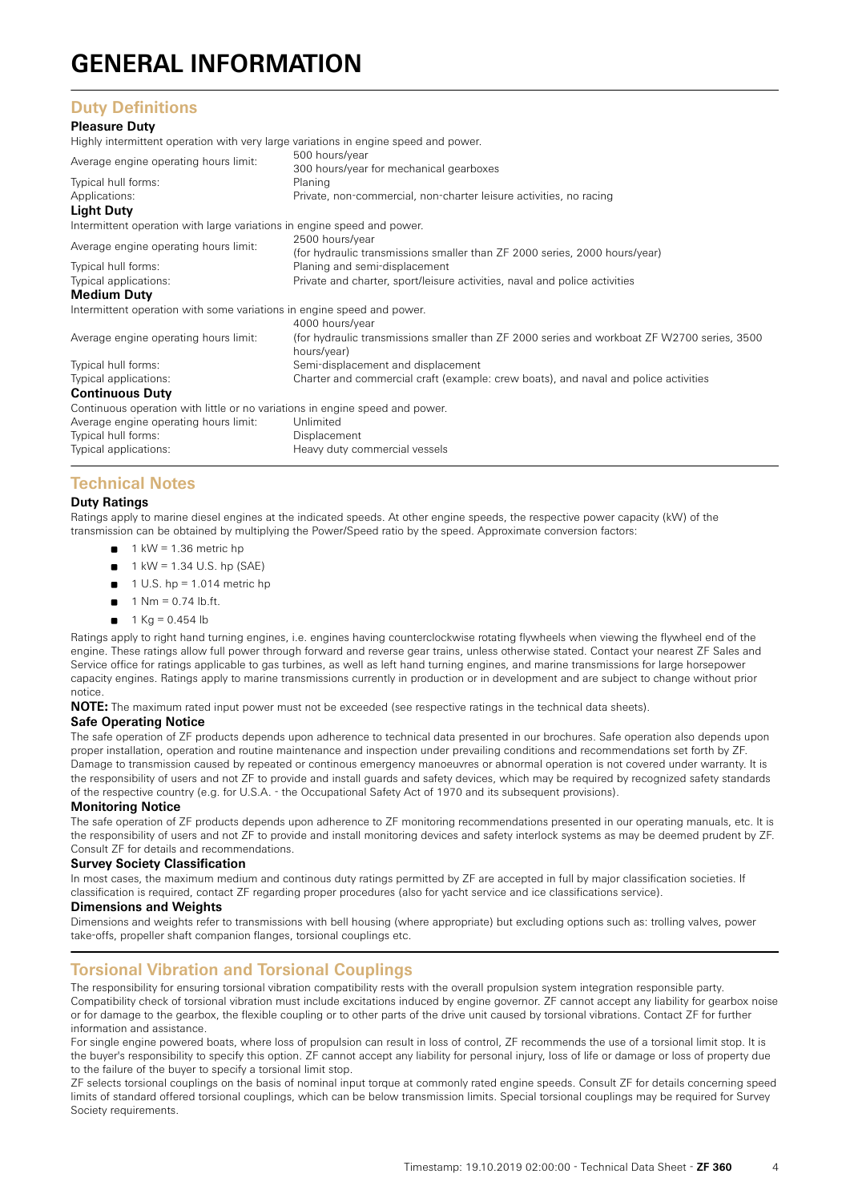# GENERAL INFORMATION

## Duty Definitions

### Pleasure Duty

Highly intermittent operation with very large variations in engine speed and power.

| | |
|---|---|
| Average engine operating hours limit: | 500 hours/year<br>300 hours/year for mechanical gearboxes |
| Typical hull forms: | Planing |
| Applications: | Private, non-commercial, non-charter leisure activities, no racing |

### Light Duty

Intermittent operation with large variations in engine speed and power.

| | |
|---|---|
| Average engine operating hours limit: | 2500 hours/year<br>(for hydraulic transmissions smaller than ZF 2000 series, 2000 hours/year) |
| Typical hull forms: | Planing and semi-displacement |
| Typical applications: | Private and charter, sport/leisure activities, naval and police activities |

### Medium Duty

Intermittent operation with some variations in engine speed and power.

| | |
|---|---|
| Average engine operating hours limit: | 4000 hours/year<br>(for hydraulic transmissions smaller than ZF 2000 series and workboat ZF W2700 series, 3500 hours/year) |
| Typical hull forms: | Semi-displacement and displacement |
| Typical applications: | Charter and commercial craft (example: crew boats), and naval and police activities |

### Continuous Duty

Continuous operation with little or no variations in engine speed and power.

| | |
|---|---|
| Average engine operating hours limit: | Unlimited |
| Typical hull forms: | Displacement |
| Typical applications: | Heavy duty commercial vessels |

## Technical Notes

### Duty Ratings

Ratings apply to marine diesel engines at the indicated speeds. At other engine speeds, the respective power capacity (kW) of the transmission can be obtained by multiplying the Power/Speed ratio by the speed. Approximate conversion factors:

- 1 kW = 1.36 metric hp
- 1 kW = 1.34 U.S. hp (SAE)
- 1 U.S. hp = 1.014 metric hp
- 1 Nm = 0.74 lb.ft.
- 1 Kg = 0.454 lb

Ratings apply to right hand turning engines, i.e. engines having counterclockwise rotating flywheels when viewing the flywheel end of the engine. These ratings allow full power through forward and reverse gear trains, unless otherwise stated. Contact your nearest ZF Sales and Service office for ratings applicable to gas turbines, as well as left hand turning engines, and marine transmissions for large horsepower capacity engines. Ratings apply to marine transmissions currently in production or in development and are subject to change without prior notice.

**NOTE:** The maximum rated input power must not be exceeded (see respective ratings in the technical data sheets).

### Safe Operating Notice

The safe operation of ZF products depends upon adherence to technical data presented in our brochures. Safe operation also depends upon proper installation, operation and routine maintenance and inspection under prevailing conditions and recommendations set forth by ZF. Damage to transmission caused by repeated or continous emergency manoeuvres or abnormal operation is not covered under warranty. It is the responsibility of users and not ZF to provide and install guards and safety devices, which may be required by recognized safety standards of the respective country (e.g. for U.S.A. - the Occupational Safety Act of 1970 and its subsequent provisions).

### Monitoring Notice

The safe operation of ZF products depends upon adherence to ZF monitoring recommendations presented in our operating manuals, etc. It is the responsibility of users and not ZF to provide and install monitoring devices and safety interlock systems as may be deemed prudent by ZF. Consult ZF for details and recommendations.

### Survey Society Classification

In most cases, the maximum medium and continous duty ratings permitted by ZF are accepted in full by major classification societies. If classification is required, contact ZF regarding proper procedures (also for yacht service and ice classifications service).

### Dimensions and Weights

Dimensions and weights refer to transmissions with bell housing (where appropriate) but excluding options such as: trolling valves, power take-offs, propeller shaft companion flanges, torsional couplings etc.

## Torsional Vibration and Torsional Couplings

The responsibility for ensuring torsional vibration compatibility rests with the overall propulsion system integration responsible party. Compatibility check of torsional vibration must include excitations induced by engine governor. ZF cannot accept any liability for gearbox noise or for damage to the gearbox, the flexible coupling or to other parts of the drive unit caused by torsional vibrations. Contact ZF for further information and assistance.

For single engine powered boats, where loss of propulsion can result in loss of control, ZF recommends the use of a torsional limit stop. It is the buyer's responsibility to specify this option. ZF cannot accept any liability for personal injury, loss of life or damage or loss of property due to the failure of the buyer to specify a torsional limit stop.

ZF selects torsional couplings on the basis of nominal input torque at commonly rated engine speeds. Consult ZF for details concerning speed limits of standard offered torsional couplings, which can be below transmission limits. Special torsional couplings may be required for Survey Society requirements.